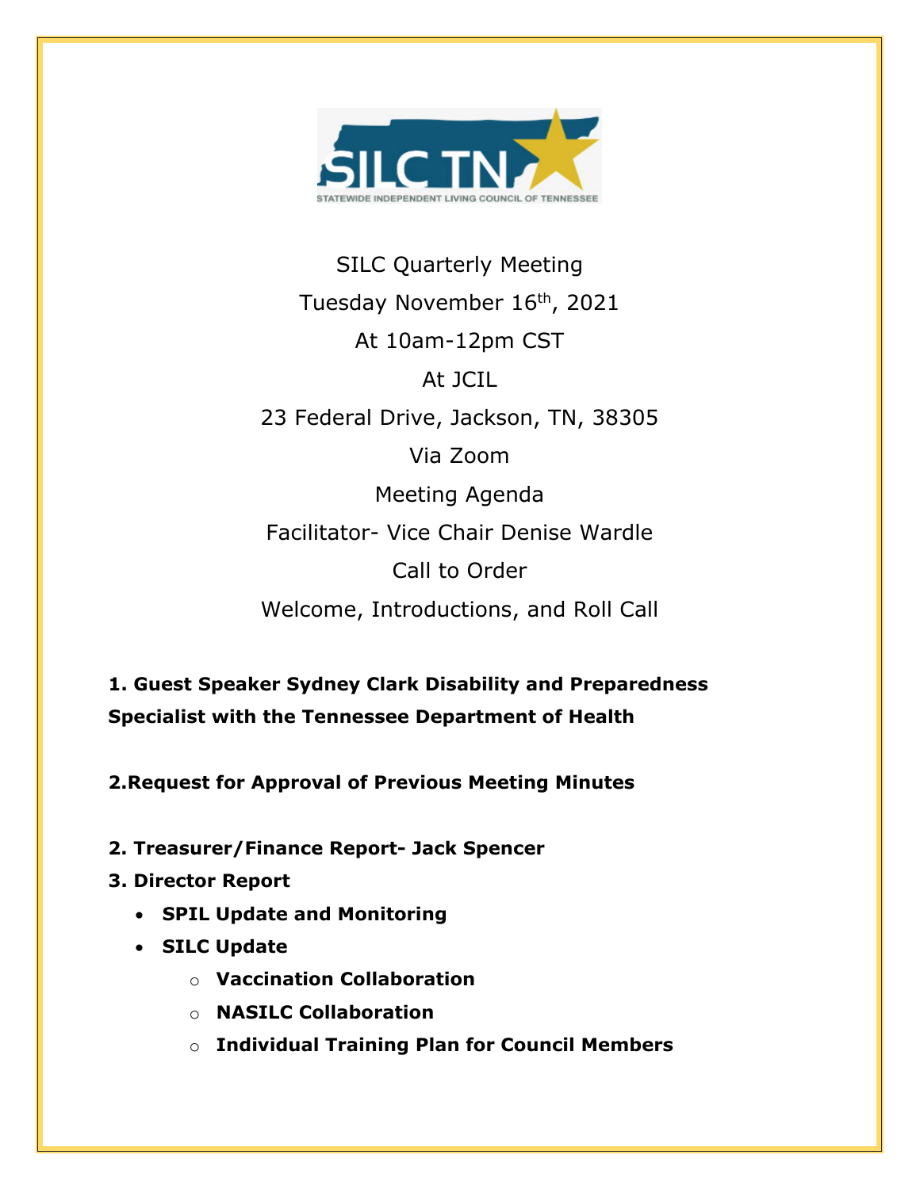SILC Quarterly Meeting

Tuesday November 16th, 2021

At 10am-12pm CST

At JCIL

23 Federal Drive, Jackson, TN, 38305

Via Zoom

Meeting Agenda

Facilitator- Vice Chair Denise Wardle

Call to Order

Welcome, Introductions, and Roll Call

**1. Guest Speaker Sydney Clark Disability and Preparedness Specialist with the Tennessee Department of Health**

**2.Request for Approval of Previous Meeting Minutes**

**2. Treasurer/Finance Report- Jack Spencer**

**3. Director Report**

- **SPIL Update and Monitoring**
- **SILC Update**
  - **Vaccination Collaboration**
  - **NASILC Collaboration**
  - **Individual Training Plan for Council Members**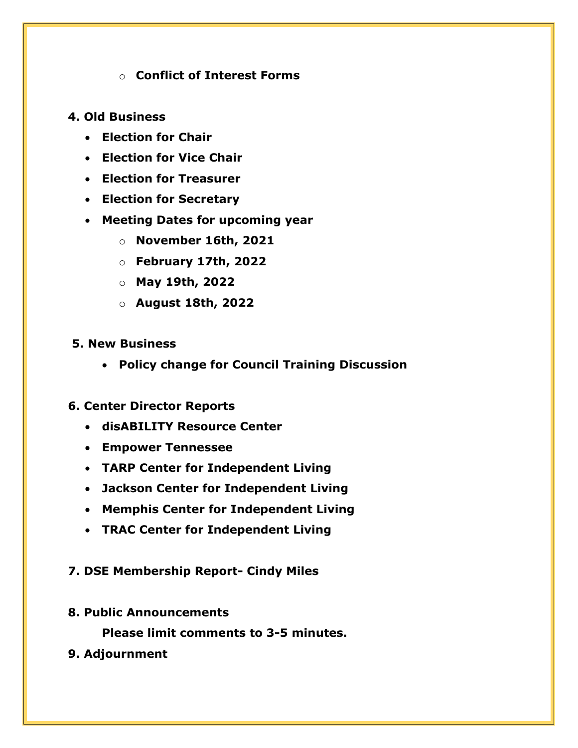- **Conflict of Interest Forms**

**4. Old Business**

- **Election for Chair**
- **Election for Vice Chair**
- **Election for Treasurer**
- **Election for Secretary**
- **Meeting Dates for upcoming year**
  - **November 16th, 2021**
  - **February 17th, 2022**
  - **May 19th, 2022**
  - **August 18th, 2022**

**5. New Business**

- **Policy change for Council Training Discussion**

**6. Center Director Reports**

- **disABILITY Resource Center**
- **Empower Tennessee**
- **TARP Center for Independent Living**
- **Jackson Center for Independent Living**
- **Memphis Center for Independent Living**
- **TRAC Center for Independent Living**

**7. DSE Membership Report- Cindy Miles**

**8. Public Announcements**

**Please limit comments to 3-5 minutes.**

**9. Adjournment**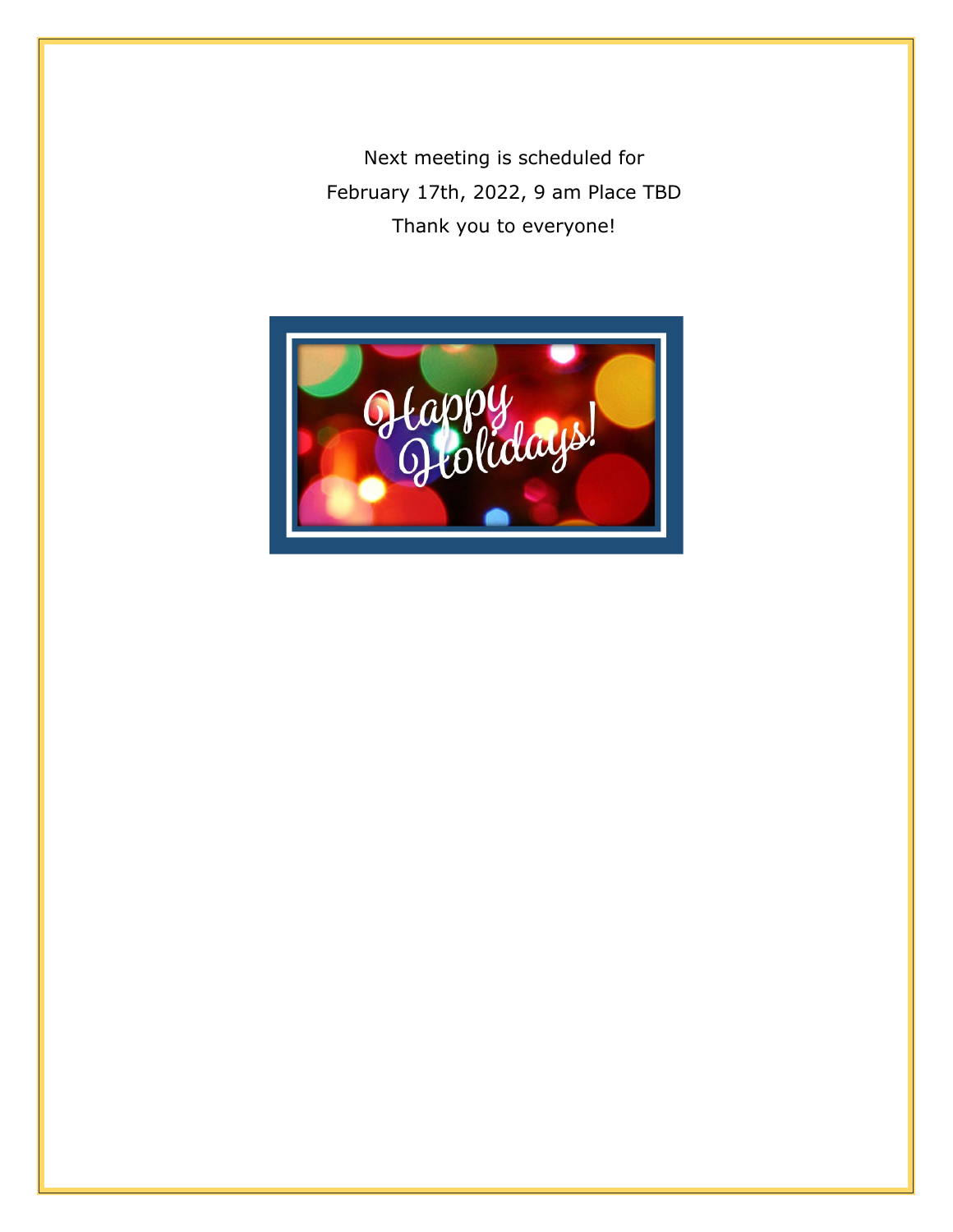Next meeting is scheduled for

February 17th, 2022, 9 am Place TBD

Thank you to everyone!